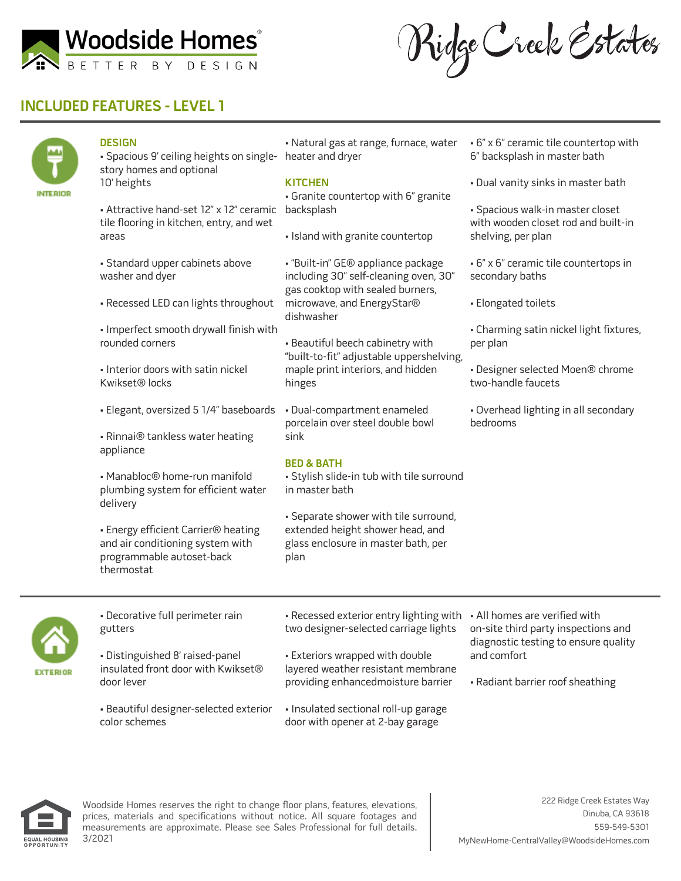# Woodside Homes
BETTER BY DESIGN

Ridge Creek Estates

## INCLUDED FEATURES - LEVEL 1

INTERIOR

### DESIGN

- Spacious 9' ceiling heights on single-story homes and optional 10' heights
- Attractive hand-set 12" x 12" ceramic tile flooring in kitchen, entry, and wet areas
- Standard upper cabinets above washer and dyer
- Recessed LED can lights throughout
- Imperfect smooth drywall finish with rounded corners
- Interior doors with satin nickel Kwikset® locks
- Elegant, oversized 5 1/4" baseboards
- Rinnai® tankless water heating appliance
- Manabloc® home-run manifold plumbing system for efficient water delivery
- Energy efficient Carrier® heating and air conditioning system with programmable autoset-back thermostat
- Natural gas at range, furnace, water heater and dryer

### KITCHEN

- Granite countertop with 6" granite backsplash
- Island with granite countertop
- "Built-in" GE® appliance package including 30" self-cleaning oven, 30" gas cooktop with sealed burners, microwave, and EnergyStar® dishwasher
- Beautiful beech cabinetry with "built-to-fit" adjustable uppershelving, maple print interiors, and hidden hinges
- Dual-compartment enameled porcelain over steel double bowl sink

### BED & BATH

- Stylish slide-in tub with tile surround in master bath
- Separate shower with tile surround, extended height shower head, and glass enclosure in master bath, per plan
- 6" x 6" ceramic tile countertop with 6" backsplash in master bath
- Dual vanity sinks in master bath
- Spacious walk-in master closet with wooden closet rod and built-in shelving, per plan
- 6" x 6" ceramic tile countertops in secondary baths
- Elongated toilets
- Charming satin nickel light fixtures, per plan
- Designer selected Moen® chrome two-handle faucets
- Overhead lighting in all secondary bedrooms

EXTERIOR

- Decorative full perimeter rain gutters
- Distinguished 8' raised-panel insulated front door with Kwikset® door lever
- Beautiful designer-selected exterior color schemes
- Recessed exterior entry lighting with two designer-selected carriage lights
- Exteriors wrapped with double layered weather resistant membrane providing enhancedmoisture barrier
- Insulated sectional roll-up garage door with opener at 2-bay garage
- All homes are verified with on-site third party inspections and diagnostic testing to ensure quality and comfort
- Radiant barrier roof sheathing

EQUAL HOUSING OPPORTUNITY

Woodside Homes reserves the right to change floor plans, features, elevations, prices, materials and specifications without notice. All square footages and measurements are approximate. Please see Sales Professional for full details. 3/2021

222 Ridge Creek Estates Way
Dinuba, CA 93618
559-549-5301
MyNewHome-CentralValley@WoodsideHomes.com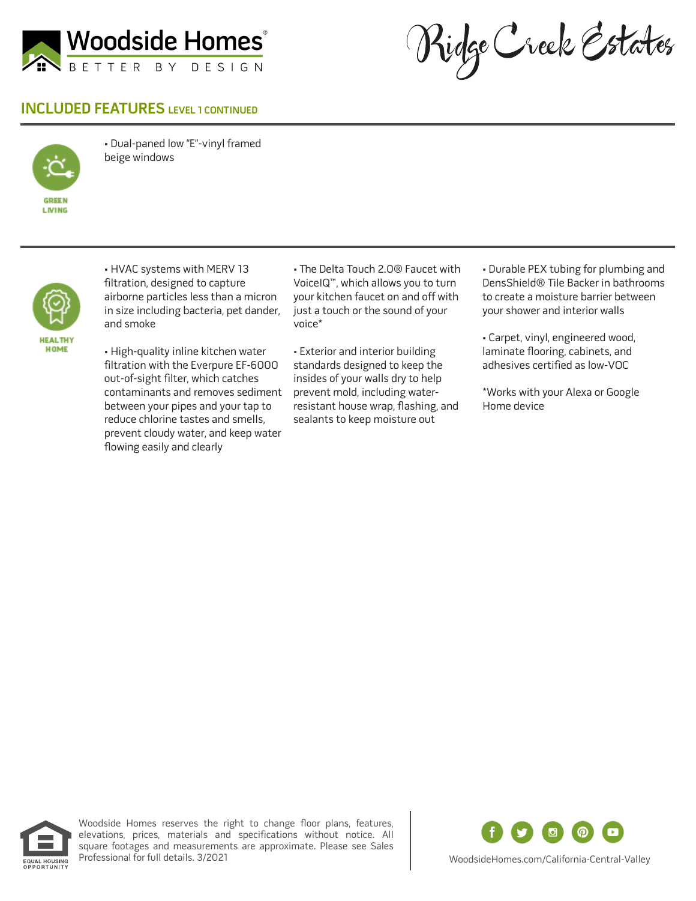## INCLUDED FEATURES LEVEL 1 CONTINUED

**GREEN LIVING**

- Dual-paned low "E"-vinyl framed beige windows

**HEALTHY HOME**

- HVAC systems with MERV 13 filtration, designed to capture airborne particles less than a micron in size including bacteria, pet dander, and smoke
- High-quality inline kitchen water filtration with the Everpure EF-6000 out-of-sight filter, which catches contaminants and removes sediment between your pipes and your tap to reduce chlorine tastes and smells, prevent cloudy water, and keep water flowing easily and clearly
- The Delta Touch 2.0® Faucet with VoiceIQ™, which allows you to turn your kitchen faucet on and off with just a touch or the sound of your voice*
- Exterior and interior building standards designed to keep the insides of your walls dry to help prevent mold, including water-resistant house wrap, flashing, and sealants to keep moisture out
- Durable PEX tubing for plumbing and DensShield® Tile Backer in bathrooms to create a moisture barrier between your shower and interior walls
- Carpet, vinyl, engineered wood, laminate flooring, cabinets, and adhesives certified as low-VOC

*Works with your Alexa or Google Home device

Woodside Homes reserves the right to change floor plans, features, elevations, prices, materials and specifications without notice. All square footages and measurements are approximate. Please see Sales Professional for full details. 3/2021

WoodsideHomes.com/California-Central-Valley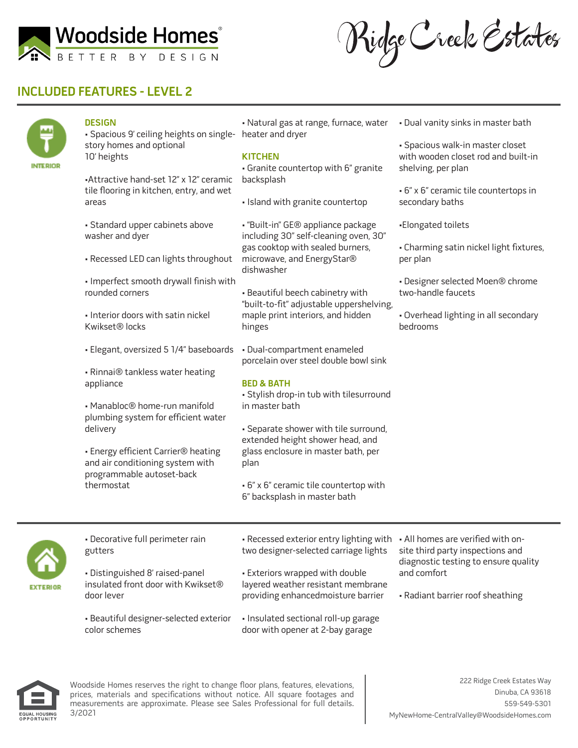Woodside Homes®
BETTER BY DESIGN

Ridge Creek Estates

## INCLUDED FEATURES - LEVEL 2

INTERIOR

### DESIGN

- Spacious 9' ceiling heights on single-story homes and optional 10' heights
- Attractive hand-set 12" x 12" ceramic tile flooring in kitchen, entry, and wet areas
- Standard upper cabinets above washer and dyer
- Recessed LED can lights throughout
- Imperfect smooth drywall finish with rounded corners
- Interior doors with satin nickel Kwikset® locks
- Elegant, oversized 5 1/4" baseboards
- Rinnai® tankless water heating appliance
- Manabloc® home-run manifold plumbing system for efficient water delivery
- Energy efficient Carrier® heating and air conditioning system with programmable autoset-back thermostat
- Natural gas at range, furnace, water heater and dryer

### KITCHEN

- Granite countertop with 6" granite backsplash
- Island with granite countertop
- "Built-in" GE® appliance package including 30" self-cleaning oven, 30" gas cooktop with sealed burners, microwave, and EnergyStar® dishwasher
- Beautiful beech cabinetry with "built-to-fit" adjustable uppershelving, maple print interiors, and hidden hinges
- Dual-compartment enameled porcelain over steel double bowl sink

### BED & BATH

- Stylish drop-in tub with tilesurround in master bath
- Separate shower with tile surround, extended height shower head, and glass enclosure in master bath, per plan
- 6" x 6" ceramic tile countertop with 6" backsplash in master bath
- Dual vanity sinks in master bath
- Spacious walk-in master closet with wooden closet rod and built-in shelving, per plan
- 6" x 6" ceramic tile countertops in secondary baths
- Elongated toilets
- Charming satin nickel light fixtures, per plan
- Designer selected Moen® chrome two-handle faucets
- Overhead lighting in all secondary bedrooms

EXTERIOR

- Decorative full perimeter rain gutters
- Distinguished 8' raised-panel insulated front door with Kwikset® door lever
- Beautiful designer-selected exterior color schemes
- Recessed exterior entry lighting with two designer-selected carriage lights
- Exteriors wrapped with double layered weather resistant membrane providing enhancedmoisture barrier
- Insulated sectional roll-up garage door with opener at 2-bay garage
- All homes are verified with on-site third party inspections and diagnostic testing to ensure quality and comfort
- Radiant barrier roof sheathing

EQUAL HOUSING OPPORTUNITY

Woodside Homes reserves the right to change floor plans, features, elevations, prices, materials and specifications without notice. All square footages and measurements are approximate. Please see Sales Professional for full details. 3/2021

222 Ridge Creek Estates Way
Dinuba, CA 93618
559-549-5301
MyNewHome-CentralValley@WoodsideHomes.com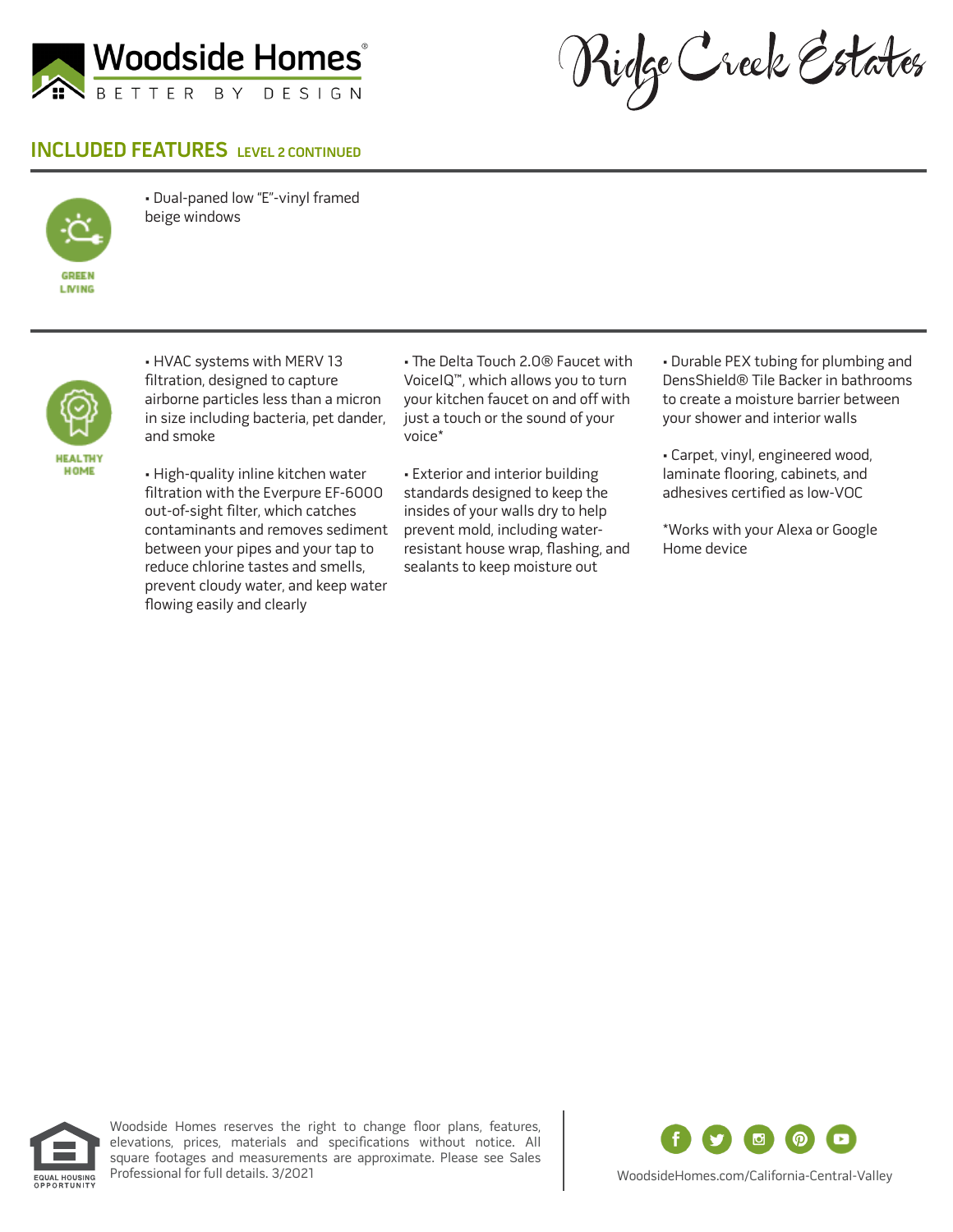## INCLUDED FEATURES LEVEL 2 CONTINUED

GREEN LIVING

- Dual-paned low "E"-vinyl framed beige windows

HEALTHY HOME

- HVAC systems with MERV 13 filtration, designed to capture airborne particles less than a micron in size including bacteria, pet dander, and smoke
- High-quality inline kitchen water filtration with the Everpure EF-6000 out-of-sight filter, which catches contaminants and removes sediment between your pipes and your tap to reduce chlorine tastes and smells, prevent cloudy water, and keep water flowing easily and clearly
- The Delta Touch 2.0® Faucet with VoiceIQ™, which allows you to turn your kitchen faucet on and off with just a touch or the sound of your voice*
- Exterior and interior building standards designed to keep the insides of your walls dry to help prevent mold, including water-resistant house wrap, flashing, and sealants to keep moisture out
- Durable PEX tubing for plumbing and DensShield® Tile Backer in bathrooms to create a moisture barrier between your shower and interior walls
- Carpet, vinyl, engineered wood, laminate flooring, cabinets, and adhesives certified as low-VOC

*Works with your Alexa or Google Home device

Woodside Homes reserves the right to change floor plans, features, elevations, prices, materials and specifications without notice. All square footages and measurements are approximate. Please see Sales Professional for full details. 3/2021

WoodsideHomes.com/California-Central-Valley